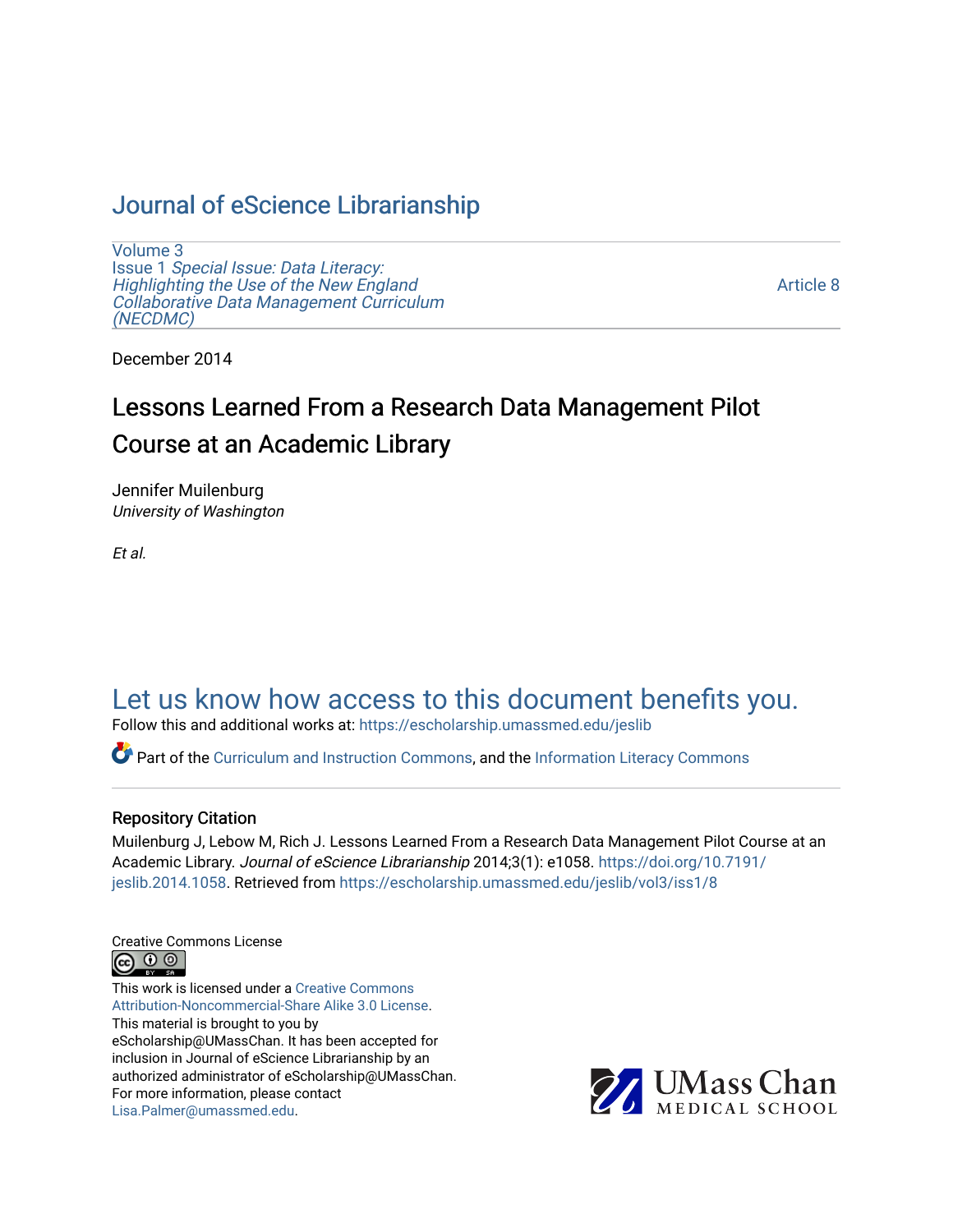# Journal of eScience Librarianship

Volume 3
Issue 1 *Special Issue: Data Literacy: Highlighting the Use of the New England Collaborative Data Management Curriculum (NECDMC)*

Article 8

December 2014

# Lessons Learned From a Research Data Management Pilot Course at an Academic Library

Jennifer Muilenburg
*University of Washington*

*Et al.*

Let us know how access to this document benefits you.

Follow this and additional works at: https://escholarship.umassmed.edu/jeslib

Part of the Curriculum and Instruction Commons, and the Information Literacy Commons

## Repository Citation

Muilenburg J, Lebow M, Rich J. Lessons Learned From a Research Data Management Pilot Course at an Academic Library. *Journal of eScience Librarianship* 2014;3(1): e1058. https://doi.org/10.7191/jeslib.2014.1058. Retrieved from https://escholarship.umassmed.edu/jeslib/vol3/iss1/8

Creative Commons License

This work is licensed under a Creative Commons Attribution-Noncommercial-Share Alike 3.0 License.
This material is brought to you by eScholarship@UMassChan. It has been accepted for inclusion in Journal of eScience Librarianship by an authorized administrator of eScholarship@UMassChan. For more information, please contact Lisa.Palmer@umassmed.edu.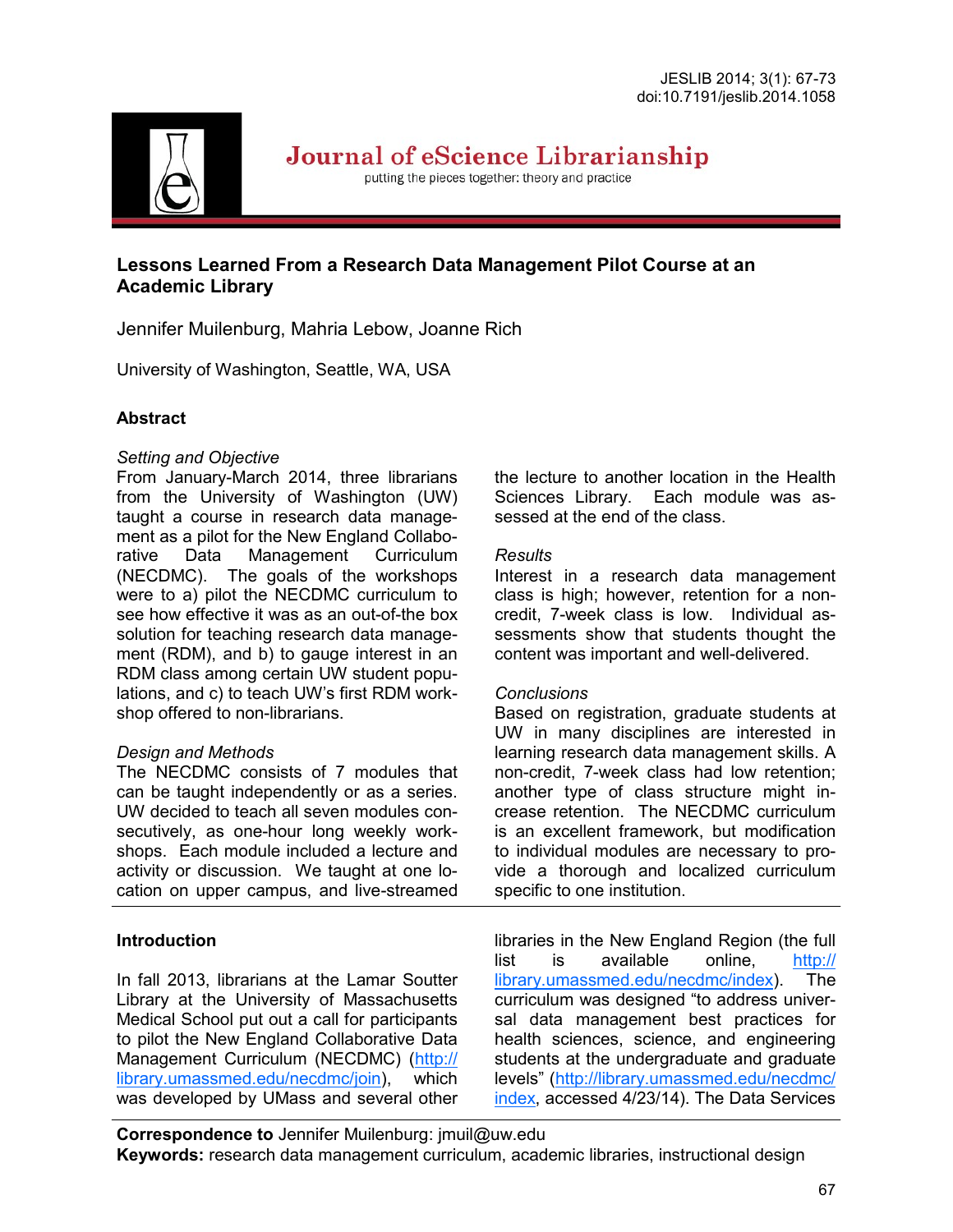# Journal of eScience Librarianship

putting the pieces together: theory and practice

## Lessons Learned From a Research Data Management Pilot Course at an Academic Library

Jennifer Muilenburg, Mahria Lebow, Joanne Rich

University of Washington, Seattle, WA, USA

### Abstract

*Setting and Objective*

From January-March 2014, three librarians from the University of Washington (UW) taught a course in research data management as a pilot for the New England Collaborative Data Management Curriculum (NECDMC). The goals of the workshops were to a) pilot the NECDMC curriculum to see how effective it was as an out-of-the box solution for teaching research data management (RDM), and b) to gauge interest in an RDM class among certain UW student populations, and c) to teach UW's first RDM workshop offered to non-librarians.

*Design and Methods*

The NECDMC consists of 7 modules that can be taught independently or as a series. UW decided to teach all seven modules consecutively, as one-hour long weekly workshops. Each module included a lecture and activity or discussion. We taught at one location on upper campus, and live-streamed the lecture to another location in the Health Sciences Library. Each module was assessed at the end of the class.

*Results*

Interest in a research data management class is high; however, retention for a non-credit, 7-week class is low. Individual assessments show that students thought the content was important and well-delivered.

*Conclusions*

Based on registration, graduate students at UW in many disciplines are interested in learning research data management skills. A non-credit, 7-week class had low retention; another type of class structure might increase retention. The NECDMC curriculum is an excellent framework, but modification to individual modules are necessary to provide a thorough and localized curriculum specific to one institution.

### Introduction

In fall 2013, librarians at the Lamar Soutter Library at the University of Massachusetts Medical School put out a call for participants to pilot the New England Collaborative Data Management Curriculum (NECDMC) (http://library.umassmed.edu/necdmc/join), which was developed by UMass and several other libraries in the New England Region (the full list is available online, http://library.umassmed.edu/necdmc/index). The curriculum was designed "to address universal data management best practices for health sciences, science, and engineering students at the undergraduate and graduate levels" (http://library.umassmed.edu/necdmc/index, accessed 4/23/14). The Data Services

**Correspondence to** Jennifer Muilenburg: jmuil@uw.edu

**Keywords:** research data management curriculum, academic libraries, instructional design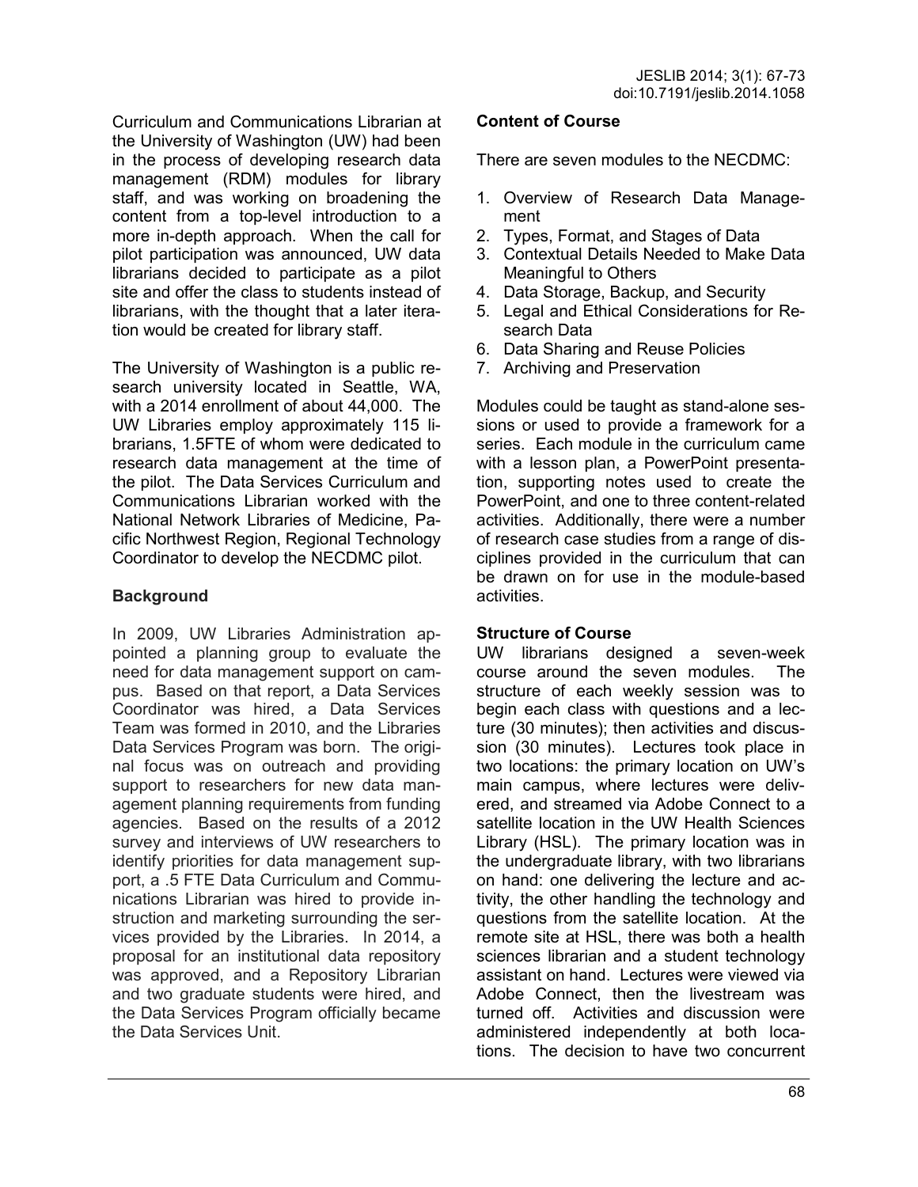Curriculum and Communications Librarian at the University of Washington (UW) had been in the process of developing research data management (RDM) modules for library staff, and was working on broadening the content from a top-level introduction to a more in-depth approach. When the call for pilot participation was announced, UW data librarians decided to participate as a pilot site and offer the class to students instead of librarians, with the thought that a later iteration would be created for library staff.

The University of Washington is a public research university located in Seattle, WA, with a 2014 enrollment of about 44,000. The UW Libraries employ approximately 115 librarians, 1.5FTE of whom were dedicated to research data management at the time of the pilot. The Data Services Curriculum and Communications Librarian worked with the National Network Libraries of Medicine, Pacific Northwest Region, Regional Technology Coordinator to develop the NECDMC pilot.

## Background

In 2009, UW Libraries Administration appointed a planning group to evaluate the need for data management support on campus. Based on that report, a Data Services Coordinator was hired, a Data Services Team was formed in 2010, and the Libraries Data Services Program was born. The original focus was on outreach and providing support to researchers for new data management planning requirements from funding agencies. Based on the results of a 2012 survey and interviews of UW researchers to identify priorities for data management support, a .5 FTE Data Curriculum and Communications Librarian was hired to provide instruction and marketing surrounding the services provided by the Libraries. In 2014, a proposal for an institutional data repository was approved, and a Repository Librarian and two graduate students were hired, and the Data Services Program officially became the Data Services Unit.

## Content of Course

There are seven modules to the NECDMC:

1. Overview of Research Data Management
2. Types, Format, and Stages of Data
3. Contextual Details Needed to Make Data Meaningful to Others
4. Data Storage, Backup, and Security
5. Legal and Ethical Considerations for Research Data
6. Data Sharing and Reuse Policies
7. Archiving and Preservation

Modules could be taught as stand-alone sessions or used to provide a framework for a series. Each module in the curriculum came with a lesson plan, a PowerPoint presentation, supporting notes used to create the PowerPoint, and one to three content-related activities. Additionally, there were a number of research case studies from a range of disciplines provided in the curriculum that can be drawn on for use in the module-based activities.

## Structure of Course

UW librarians designed a seven-week course around the seven modules. The structure of each weekly session was to begin each class with questions and a lecture (30 minutes); then activities and discussion (30 minutes). Lectures took place in two locations: the primary location on UW's main campus, where lectures were delivered, and streamed via Adobe Connect to a satellite location in the UW Health Sciences Library (HSL). The primary location was in the undergraduate library, with two librarians on hand: one delivering the lecture and activity, the other handling the technology and questions from the satellite location. At the remote site at HSL, there was both a health sciences librarian and a student technology assistant on hand. Lectures were viewed via Adobe Connect, then the livestream was turned off. Activities and discussion were administered independently at both locations. The decision to have two concurrent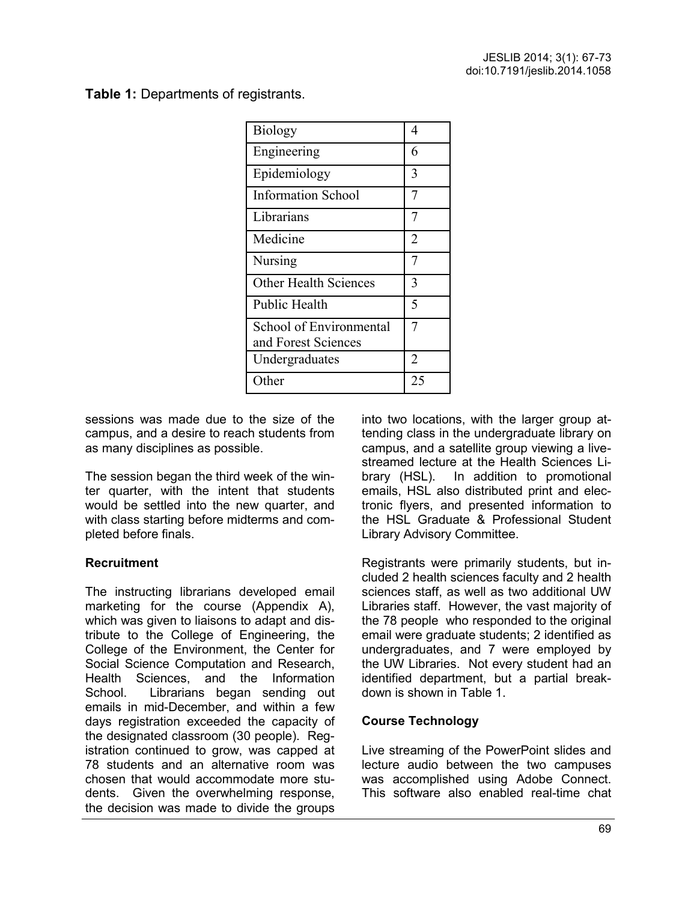**Table 1:** Departments of registrants.

| Department | Count |
|---|---|
| Biology | 4 |
| Engineering | 6 |
| Epidemiology | 3 |
| Information School | 7 |
| Librarians | 7 |
| Medicine | 2 |
| Nursing | 7 |
| Other Health Sciences | 3 |
| Public Health | 5 |
| School of Environmental and Forest Sciences | 7 |
| Undergraduates | 2 |
| Other | 25 |

sessions was made due to the size of the campus, and a desire to reach students from as many disciplines as possible.

The session began the third week of the winter quarter, with the intent that students would be settled into the new quarter, and with class starting before midterms and completed before finals.

**Recruitment**

The instructing librarians developed email marketing for the course (Appendix A), which was given to liaisons to adapt and distribute to the College of Engineering, the College of the Environment, the Center for Social Science Computation and Research, Health Sciences, and the Information School. Librarians began sending out emails in mid-December, and within a few days registration exceeded the capacity of the designated classroom (30 people). Registration continued to grow, was capped at 78 students and an alternative room was chosen that would accommodate more students. Given the overwhelming response, the decision was made to divide the groups into two locations, with the larger group attending class in the undergraduate library on campus, and a satellite group viewing a live-streamed lecture at the Health Sciences Library (HSL). In addition to promotional emails, HSL also distributed print and electronic flyers, and presented information to the HSL Graduate & Professional Student Library Advisory Committee.

Registrants were primarily students, but included 2 health sciences faculty and 2 health sciences staff, as well as two additional UW Libraries staff. However, the vast majority of the 78 people who responded to the original email were graduate students; 2 identified as undergraduates, and 7 were employed by the UW Libraries. Not every student had an identified department, but a partial breakdown is shown in Table 1.

**Course Technology**

Live streaming of the PowerPoint slides and lecture audio between the two campuses was accomplished using Adobe Connect. This software also enabled real-time chat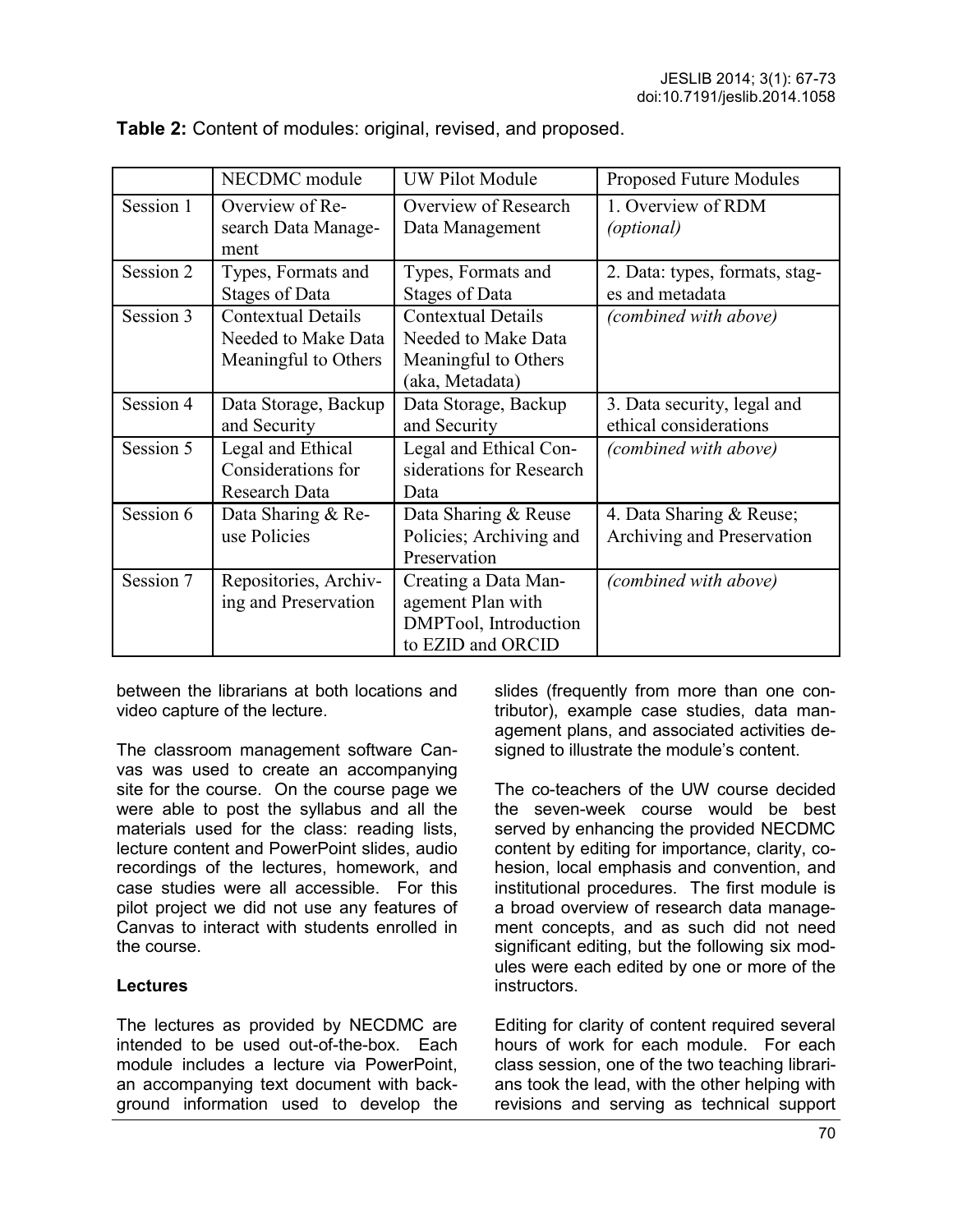**Table 2:** Content of modules: original, revised, and proposed.

| | NECDMC module | UW Pilot Module | Proposed Future Modules |
|---|---|---|---|
| Session 1 | Overview of Research Data Management | Overview of Research Data Management | 1. Overview of RDM *(optional)* |
| Session 2 | Types, Formats and Stages of Data | Types, Formats and Stages of Data | 2. Data: types, formats, stages and metadata |
| Session 3 | Contextual Details Needed to Make Data Meaningful to Others | Contextual Details Needed to Make Data Meaningful to Others (aka, Metadata) | *(combined with above)* |
| Session 4 | Data Storage, Backup and Security | Data Storage, Backup and Security | 3. Data security, legal and ethical considerations |
| Session 5 | Legal and Ethical Considerations for Research Data | Legal and Ethical Considerations for Research Data | *(combined with above)* |
| Session 6 | Data Sharing & Reuse Policies | Data Sharing & Reuse Policies; Archiving and Preservation | 4. Data Sharing & Reuse; Archiving and Preservation |
| Session 7 | Repositories, Archiving and Preservation | Creating a Data Management Plan with DMPTool, Introduction to EZID and ORCID | *(combined with above)* |

between the librarians at both locations and video capture of the lecture.

The classroom management software Canvas was used to create an accompanying site for the course. On the course page we were able to post the syllabus and all the materials used for the class: reading lists, lecture content and PowerPoint slides, audio recordings of the lectures, homework, and case studies were all accessible. For this pilot project we did not use any features of Canvas to interact with students enrolled in the course.

**Lectures**

The lectures as provided by NECDMC are intended to be used out-of-the-box. Each module includes a lecture via PowerPoint, an accompanying text document with background information used to develop the slides (frequently from more than one contributor), example case studies, data management plans, and associated activities designed to illustrate the module's content.

The co-teachers of the UW course decided the seven-week course would be best served by enhancing the provided NECDMC content by editing for importance, clarity, cohesion, local emphasis and convention, and institutional procedures. The first module is a broad overview of research data management concepts, and as such did not need significant editing, but the following six modules were each edited by one or more of the instructors.

Editing for clarity of content required several hours of work for each module. For each class session, one of the two teaching librarians took the lead, with the other helping with revisions and serving as technical support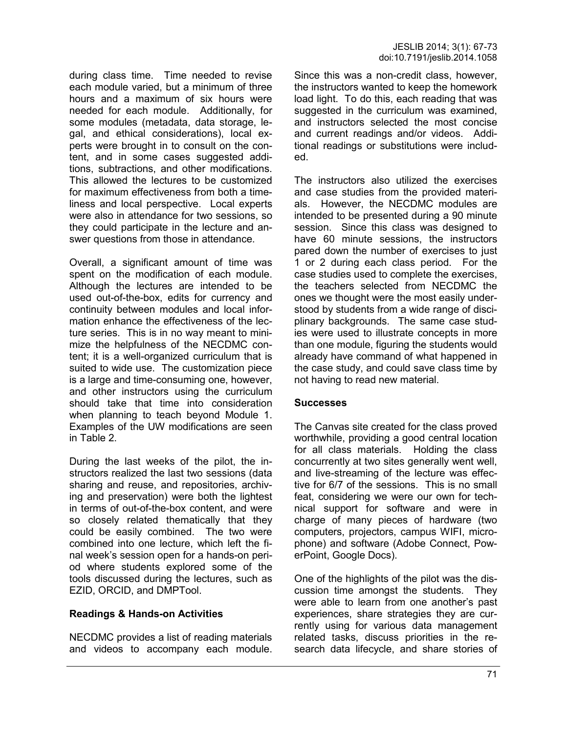during class time. Time needed to revise each module varied, but a minimum of three hours and a maximum of six hours were needed for each module. Additionally, for some modules (metadata, data storage, legal, and ethical considerations), local experts were brought in to consult on the content, and in some cases suggested additions, subtractions, and other modifications. This allowed the lectures to be customized for maximum effectiveness from both a timeliness and local perspective. Local experts were also in attendance for two sessions, so they could participate in the lecture and answer questions from those in attendance.

Overall, a significant amount of time was spent on the modification of each module. Although the lectures are intended to be used out-of-the-box, edits for currency and continuity between modules and local information enhance the effectiveness of the lecture series. This is in no way meant to minimize the helpfulness of the NECDMC content; it is a well-organized curriculum that is suited to wide use. The customization piece is a large and time-consuming one, however, and other instructors using the curriculum should take that time into consideration when planning to teach beyond Module 1. Examples of the UW modifications are seen in Table 2.

During the last weeks of the pilot, the instructors realized the last two sessions (data sharing and reuse, and repositories, archiving and preservation) were both the lightest in terms of out-of-the-box content, and were so closely related thematically that they could be easily combined. The two were combined into one lecture, which left the final week's session open for a hands-on period where students explored some of the tools discussed during the lectures, such as EZID, ORCID, and DMPTool.

**Readings & Hands-on Activities**

NECDMC provides a list of reading materials and videos to accompany each module. Since this was a non-credit class, however, the instructors wanted to keep the homework load light. To do this, each reading that was suggested in the curriculum was examined, and instructors selected the most concise and current readings and/or videos. Additional readings or substitutions were included.

The instructors also utilized the exercises and case studies from the provided materials. However, the NECDMC modules are intended to be presented during a 90 minute session. Since this class was designed to have 60 minute sessions, the instructors pared down the number of exercises to just 1 or 2 during each class period. For the case studies used to complete the exercises, the teachers selected from NECDMC the ones we thought were the most easily understood by students from a wide range of disciplinary backgrounds. The same case studies were used to illustrate concepts in more than one module, figuring the students would already have command of what happened in the case study, and could save class time by not having to read new material.

**Successes**

The Canvas site created for the class proved worthwhile, providing a good central location for all class materials. Holding the class concurrently at two sites generally went well, and live-streaming of the lecture was effective for 6/7 of the sessions. This is no small feat, considering we were our own for technical support for software and were in charge of many pieces of hardware (two computers, projectors, campus WIFI, microphone) and software (Adobe Connect, PowerPoint, Google Docs).

One of the highlights of the pilot was the discussion time amongst the students. They were able to learn from one another's past experiences, share strategies they are currently using for various data management related tasks, discuss priorities in the research data lifecycle, and share stories of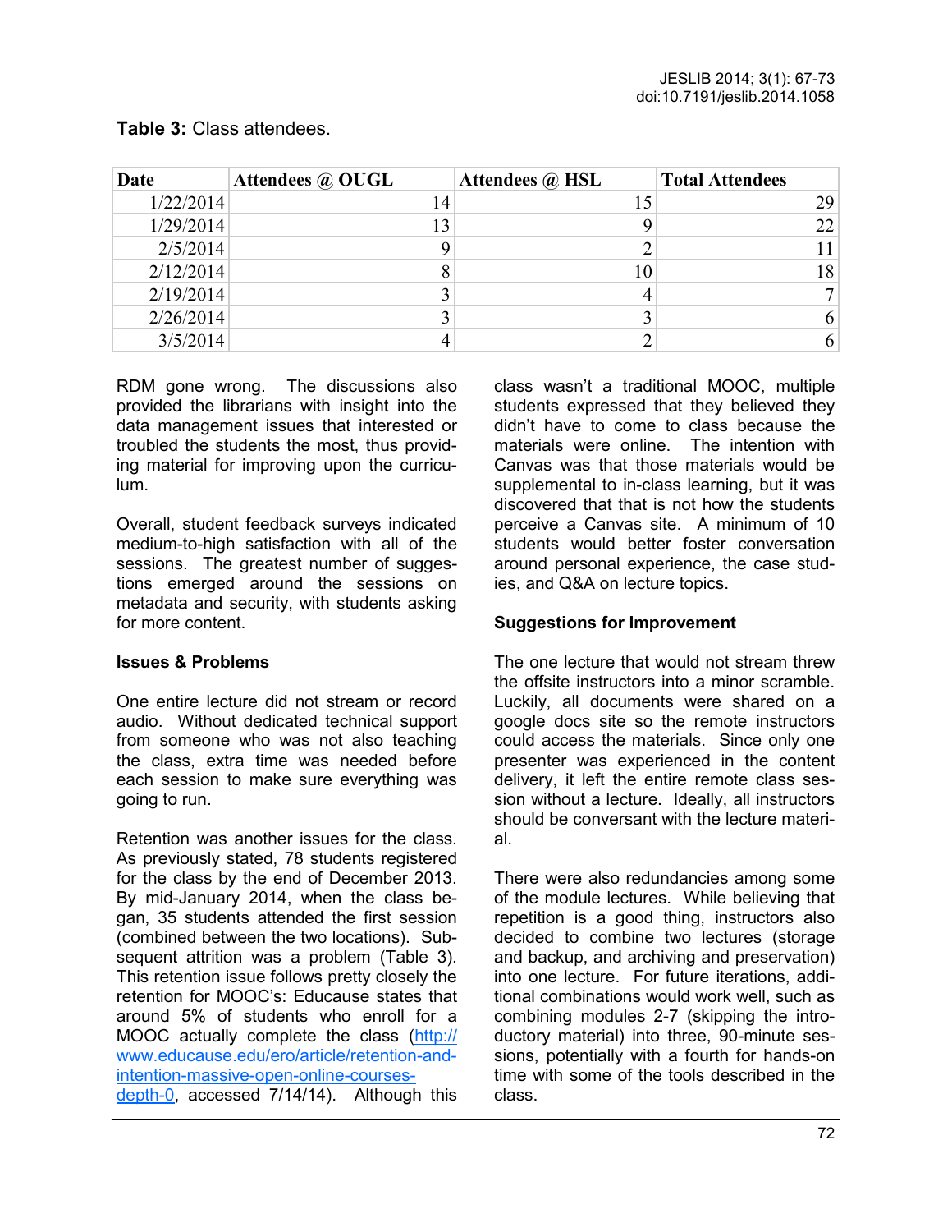**Table 3:** Class attendees.

| Date | Attendees @ OUGL | Attendees @ HSL | Total Attendees |
|---|---|---|---|
| 1/22/2014 | 14 | 15 | 29 |
| 1/29/2014 | 13 | 9 | 22 |
| 2/5/2014 | 9 | 2 | 11 |
| 2/12/2014 | 8 | 10 | 18 |
| 2/19/2014 | 3 | 4 | 7 |
| 2/26/2014 | 3 | 3 | 6 |
| 3/5/2014 | 4 | 2 | 6 |

RDM gone wrong. The discussions also provided the librarians with insight into the data management issues that interested or troubled the students the most, thus providing material for improving upon the curriculum.

Overall, student feedback surveys indicated medium-to-high satisfaction with all of the sessions. The greatest number of suggestions emerged around the sessions on metadata and security, with students asking for more content.

### Issues & Problems

One entire lecture did not stream or record audio. Without dedicated technical support from someone who was not also teaching the class, extra time was needed before each session to make sure everything was going to run.

Retention was another issues for the class. As previously stated, 78 students registered for the class by the end of December 2013. By mid-January 2014, when the class began, 35 students attended the first session (combined between the two locations). Subsequent attrition was a problem (Table 3). This retention issue follows pretty closely the retention for MOOC's: Educause states that around 5% of students who enroll for a MOOC actually complete the class (http://www.educause.edu/ero/article/retention-and-intention-massive-open-online-courses-depth-0, accessed 7/14/14). Although this class wasn't a traditional MOOC, multiple students expressed that they believed they didn't have to come to class because the materials were online. The intention with Canvas was that those materials would be supplemental to in-class learning, but it was discovered that that is not how the students perceive a Canvas site. A minimum of 10 students would better foster conversation around personal experience, the case studies, and Q&A on lecture topics.

### Suggestions for Improvement

The one lecture that would not stream threw the offsite instructors into a minor scramble. Luckily, all documents were shared on a google docs site so the remote instructors could access the materials. Since only one presenter was experienced in the content delivery, it left the entire remote class session without a lecture. Ideally, all instructors should be conversant with the lecture material.

There were also redundancies among some of the module lectures. While believing that repetition is a good thing, instructors also decided to combine two lectures (storage and backup, and archiving and preservation) into one lecture. For future iterations, additional combinations would work well, such as combining modules 2-7 (skipping the introductory material) into three, 90-minute sessions, potentially with a fourth for hands-on time with some of the tools described in the class.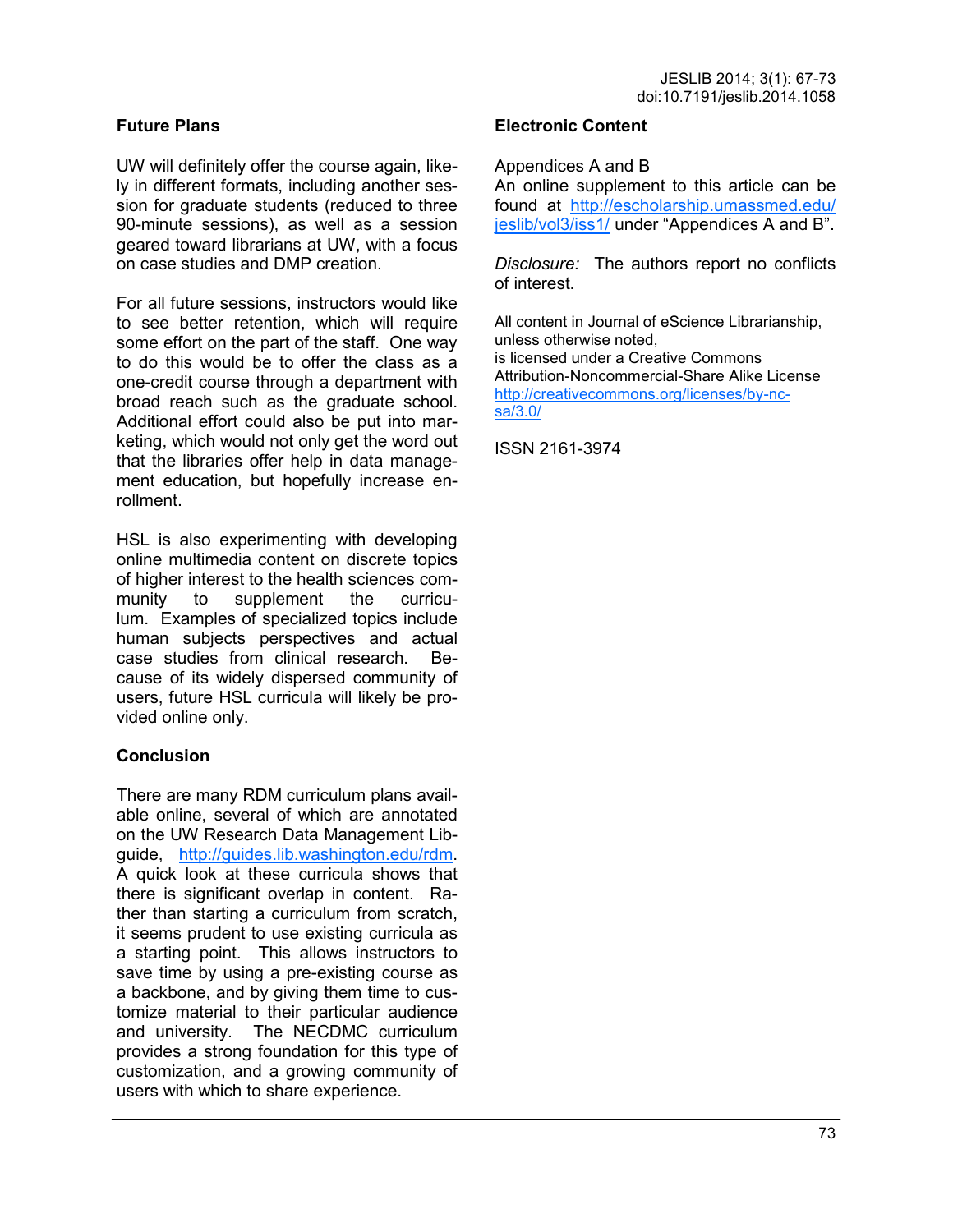## Future Plans

UW will definitely offer the course again, likely in different formats, including another session for graduate students (reduced to three 90-minute sessions), as well as a session geared toward librarians at UW, with a focus on case studies and DMP creation.

For all future sessions, instructors would like to see better retention, which will require some effort on the part of the staff. One way to do this would be to offer the class as a one-credit course through a department with broad reach such as the graduate school. Additional effort could also be put into marketing, which would not only get the word out that the libraries offer help in data management education, but hopefully increase enrollment.

HSL is also experimenting with developing online multimedia content on discrete topics of higher interest to the health sciences community to supplement the curriculum. Examples of specialized topics include human subjects perspectives and actual case studies from clinical research. Because of its widely dispersed community of users, future HSL curricula will likely be provided online only.

## Conclusion

There are many RDM curriculum plans available online, several of which are annotated on the UW Research Data Management Libguide, http://guides.lib.washington.edu/rdm. A quick look at these curricula shows that there is significant overlap in content. Rather than starting a curriculum from scratch, it seems prudent to use existing curricula as a starting point. This allows instructors to save time by using a pre-existing course as a backbone, and by giving them time to customize material to their particular audience and university. The NECDMC curriculum provides a strong foundation for this type of customization, and a growing community of users with which to share experience.

## Electronic Content

Appendices A and B
An online supplement to this article can be found at http://escholarship.umassmed.edu/jeslib/vol3/iss1/ under "Appendices A and B".

*Disclosure:* The authors report no conflicts of interest.

All content in Journal of eScience Librarianship, unless otherwise noted,
is licensed under a Creative Commons Attribution-Noncommercial-Share Alike License http://creativecommons.org/licenses/by-nc-sa/3.0/

ISSN 2161-3974